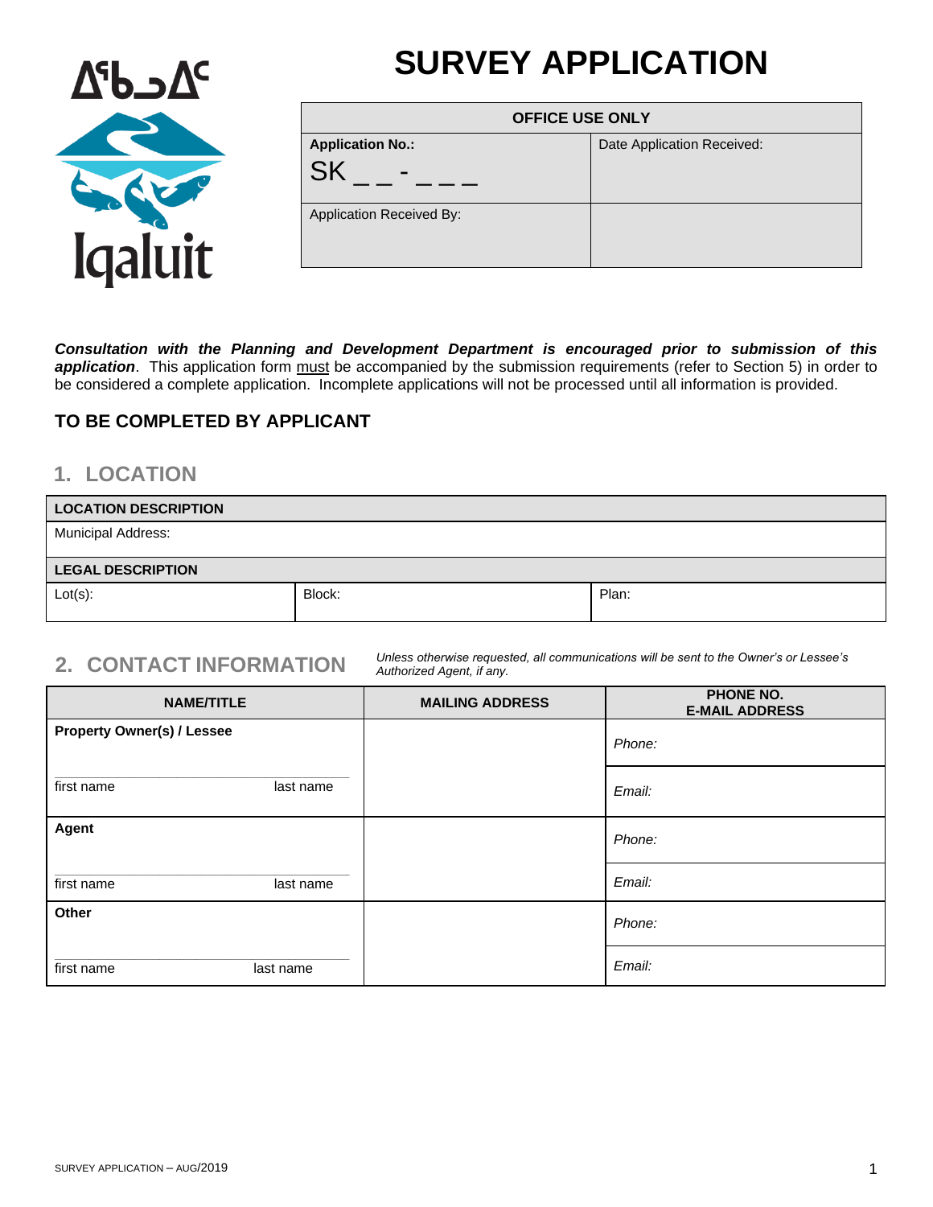ᐃᖃᓗᐃᑦ

Iqaluit

# SURVEY APPLICATION

| OFFICE USE ONLY | |
|---|---|
| **Application No.:** SK _ _ - _ _ _ | Date Application Received: |
| Application Received By: | |

***Consultation with the Planning and Development Department is encouraged prior to submission of this application***. This application form must be accompanied by the submission requirements (refer to Section 5) in order to be considered a complete application. Incomplete applications will not be processed until all information is provided.

### TO BE COMPLETED BY APPLICANT

## 1. LOCATION

| **LOCATION DESCRIPTION** | | |
|---|---|---|
| Municipal Address: | | |
| **LEGAL DESCRIPTION** | | |
| Lot(s): | Block: | Plan: |

## 2. CONTACT INFORMATION

*Unless otherwise requested, all communications will be sent to the Owner's or Lessee's Authorized Agent, if any.*

| NAME/TITLE | MAILING ADDRESS | PHONE NO. E-MAIL ADDRESS |
|---|---|---|
| **Property Owner(s) / Lessee** | | *Phone:* |
| first name last name | | *Email:* |
| **Agent** | | *Phone:* |
| first name last name | | *Email:* |
| **Other** | | *Phone:* |
| first name last name | | *Email:* |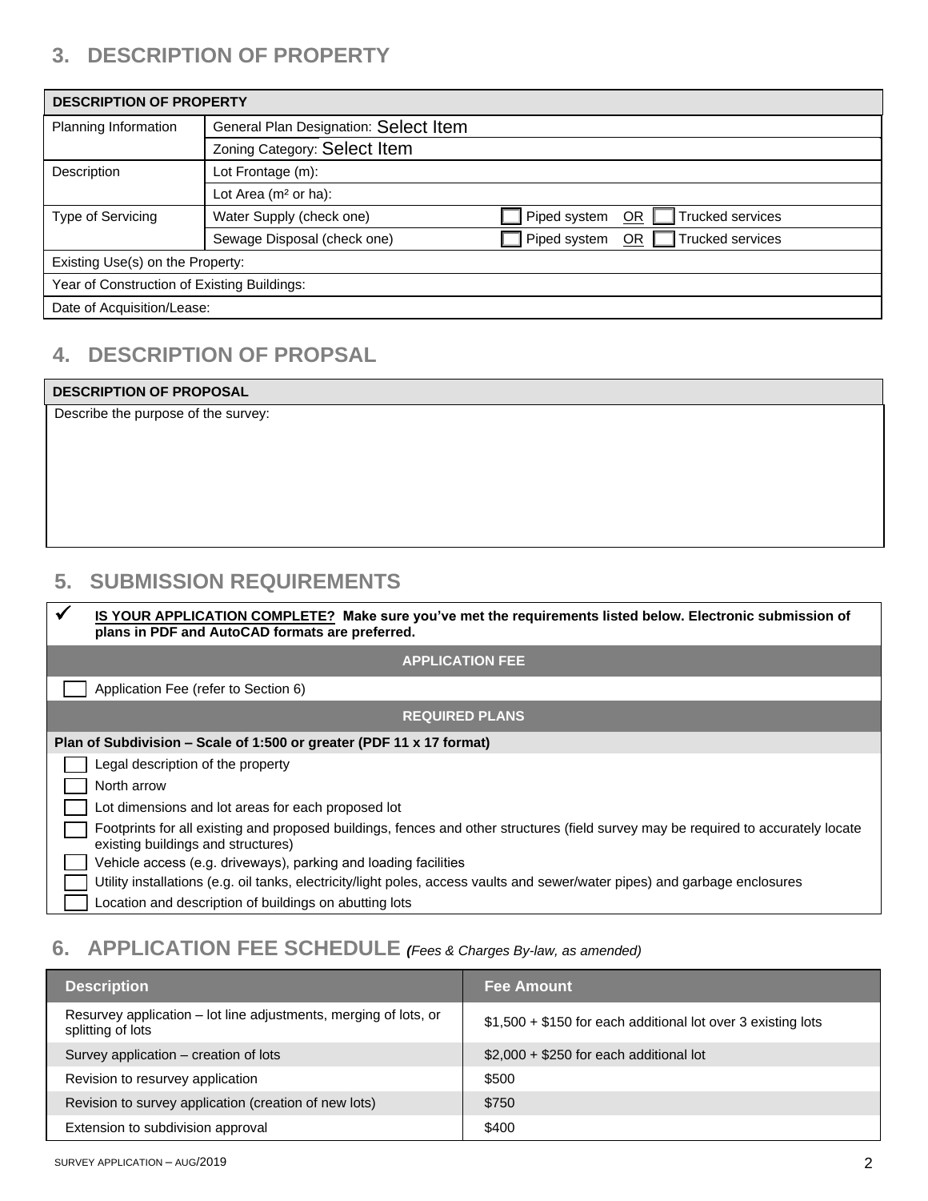## 3. DESCRIPTION OF PROPERTY

| DESCRIPTION OF PROPERTY | | |
|---|---|---|
| Planning Information | General Plan Designation: Select Item | |
| | Zoning Category: Select Item | |
| Description | Lot Frontage (m): | |
| | Lot Area (m² or ha): | |
| Type of Servicing | Water Supply (check one) | ☐ Piped system OR ☐ Trucked services |
| | Sewage Disposal (check one) | ☐ Piped system OR ☐ Trucked services |
| Existing Use(s) on the Property: | | |
| Year of Construction of Existing Buildings: | | |
| Date of Acquisition/Lease: | | |

## 4. DESCRIPTION OF PROPSAL

| DESCRIPTION OF PROPOSAL |
|---|
| Describe the purpose of the survey: |

## 5. SUBMISSION REQUIREMENTS

✓ **IS YOUR APPLICATION COMPLETE? Make sure you've met the requirements listed below. Electronic submission of plans in PDF and AutoCAD formats are preferred.**

**APPLICATION FEE**

- ☐ Application Fee (refer to Section 6)

**REQUIRED PLANS**

**Plan of Subdivision – Scale of 1:500 or greater (PDF 11 x 17 format)**

- ☐ Legal description of the property
- ☐ North arrow
- ☐ Lot dimensions and lot areas for each proposed lot
- ☐ Footprints for all existing and proposed buildings, fences and other structures (field survey may be required to accurately locate existing buildings and structures)
- ☐ Vehicle access (e.g. driveways), parking and loading facilities
- ☐ Utility installations (e.g. oil tanks, electricity/light poles, access vaults and sewer/water pipes) and garbage enclosures
- ☐ Location and description of buildings on abutting lots

## 6. APPLICATION FEE SCHEDULE *(Fees & Charges By-law, as amended)*

| Description | Fee Amount |
|---|---|
| Resurvey application – lot line adjustments, merging of lots, or splitting of lots | $1,500 + $150 for each additional lot over 3 existing lots |
| Survey application – creation of lots | $2,000 + $250 for each additional lot |
| Revision to resurvey application | $500 |
| Revision to survey application (creation of new lots) | $750 |
| Extension to subdivision approval | $400 |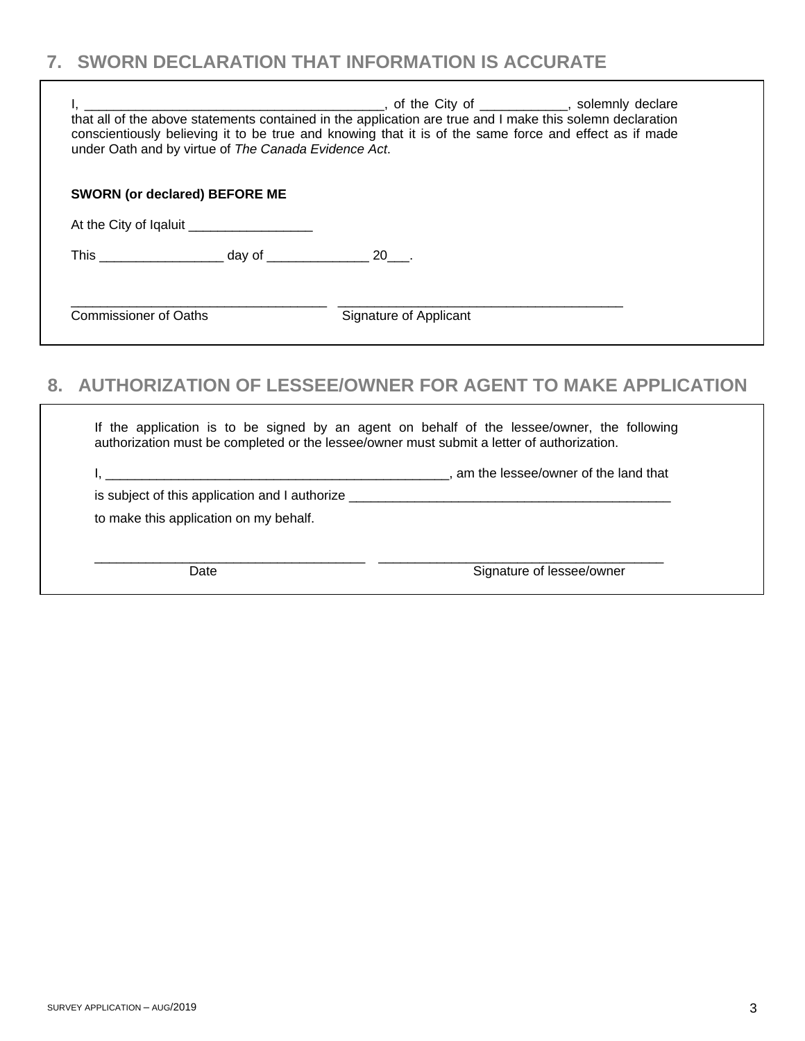## 7. SWORN DECLARATION THAT INFORMATION IS ACCURATE

I, __________________________________________, of the City of ____________, solemnly declare that all of the above statements contained in the application are true and I make this solemn declaration conscientiously believing it to be true and knowing that it is of the same force and effect as if made under Oath and by virtue of *The Canada Evidence Act*.

**SWORN (or declared) BEFORE ME**

At the City of Iqaluit _________________

This _________________ day of ______________ 20___.

____________________________________ ________________________________________

Commissioner of Oaths Signature of Applicant

## 8. AUTHORIZATION OF LESSEE/OWNER FOR AGENT TO MAKE APPLICATION

If the application is to be signed by an agent on behalf of the lessee/owner, the following authorization must be completed or the lessee/owner must submit a letter of authorization.

I, ________________________________________________, am the lessee/owner of the land that

is subject of this application and I authorize _____________________________________________

to make this application on my behalf.

______________________________________ ________________________________________

Date Signature of lessee/owner

SURVEY APPLICATION – AUG/2019